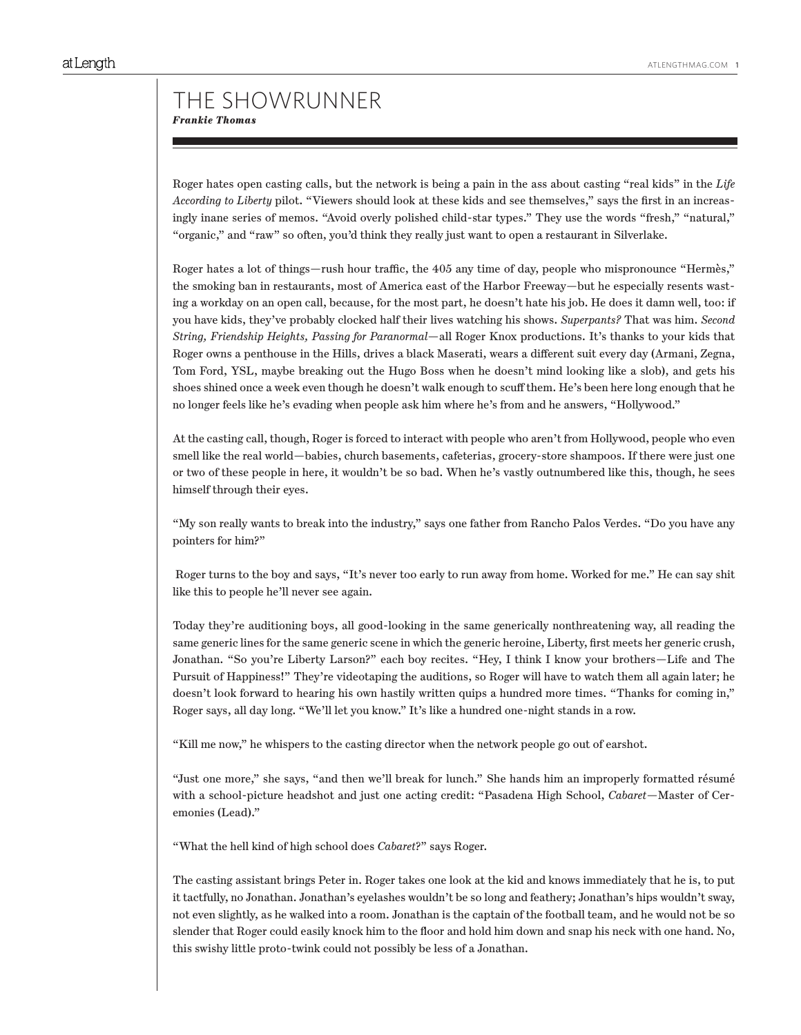# THE SHOWRUNNER

***Frankie Thomas***

Roger hates open casting calls, but the network is being a pain in the ass about casting "real kids" in the *Life According to Liberty* pilot. "Viewers should look at these kids and see themselves," says the first in an increasingly inane series of memos. "Avoid overly polished child-star types." They use the words "fresh," "natural," "organic," and "raw" so often, you'd think they really just want to open a restaurant in Silverlake.

Roger hates a lot of things—rush hour traffic, the 405 any time of day, people who mispronounce "Hermès," the smoking ban in restaurants, most of America east of the Harbor Freeway—but he especially resents wasting a workday on an open call, because, for the most part, he doesn't hate his job. He does it damn well, too: if you have kids, they've probably clocked half their lives watching his shows. *Superpants?* That was him. *Second String, Friendship Heights, Passing for Paranormal*—all Roger Knox productions. It's thanks to your kids that Roger owns a penthouse in the Hills, drives a black Maserati, wears a different suit every day (Armani, Zegna, Tom Ford, YSL, maybe breaking out the Hugo Boss when he doesn't mind looking like a slob), and gets his shoes shined once a week even though he doesn't walk enough to scuff them. He's been here long enough that he no longer feels like he's evading when people ask him where he's from and he answers, "Hollywood."

At the casting call, though, Roger is forced to interact with people who aren't from Hollywood, people who even smell like the real world—babies, church basements, cafeterias, grocery-store shampoos. If there were just one or two of these people in here, it wouldn't be so bad. When he's vastly outnumbered like this, though, he sees himself through their eyes.

"My son really wants to break into the industry," says one father from Rancho Palos Verdes. "Do you have any pointers for him?"

Roger turns to the boy and says, "It's never too early to run away from home. Worked for me." He can say shit like this to people he'll never see again.

Today they're auditioning boys, all good-looking in the same generically nonthreatening way, all reading the same generic lines for the same generic scene in which the generic heroine, Liberty, first meets her generic crush, Jonathan. "So you're Liberty Larson?" each boy recites. "Hey, I think I know your brothers—Life and The Pursuit of Happiness!" They're videotaping the auditions, so Roger will have to watch them all again later; he doesn't look forward to hearing his own hastily written quips a hundred more times. "Thanks for coming in," Roger says, all day long. "We'll let you know." It's like a hundred one-night stands in a row.

"Kill me now," he whispers to the casting director when the network people go out of earshot.

"Just one more," she says, "and then we'll break for lunch." She hands him an improperly formatted résumé with a school-picture headshot and just one acting credit: "Pasadena High School, *Cabaret*—Master of Ceremonies (Lead)."

"What the hell kind of high school does *Cabaret*?" says Roger.

The casting assistant brings Peter in. Roger takes one look at the kid and knows immediately that he is, to put it tactfully, no Jonathan. Jonathan's eyelashes wouldn't be so long and feathery; Jonathan's hips wouldn't sway, not even slightly, as he walked into a room. Jonathan is the captain of the football team, and he would not be so slender that Roger could easily knock him to the floor and hold him down and snap his neck with one hand. No, this swishy little proto-twink could not possibly be less of a Jonathan.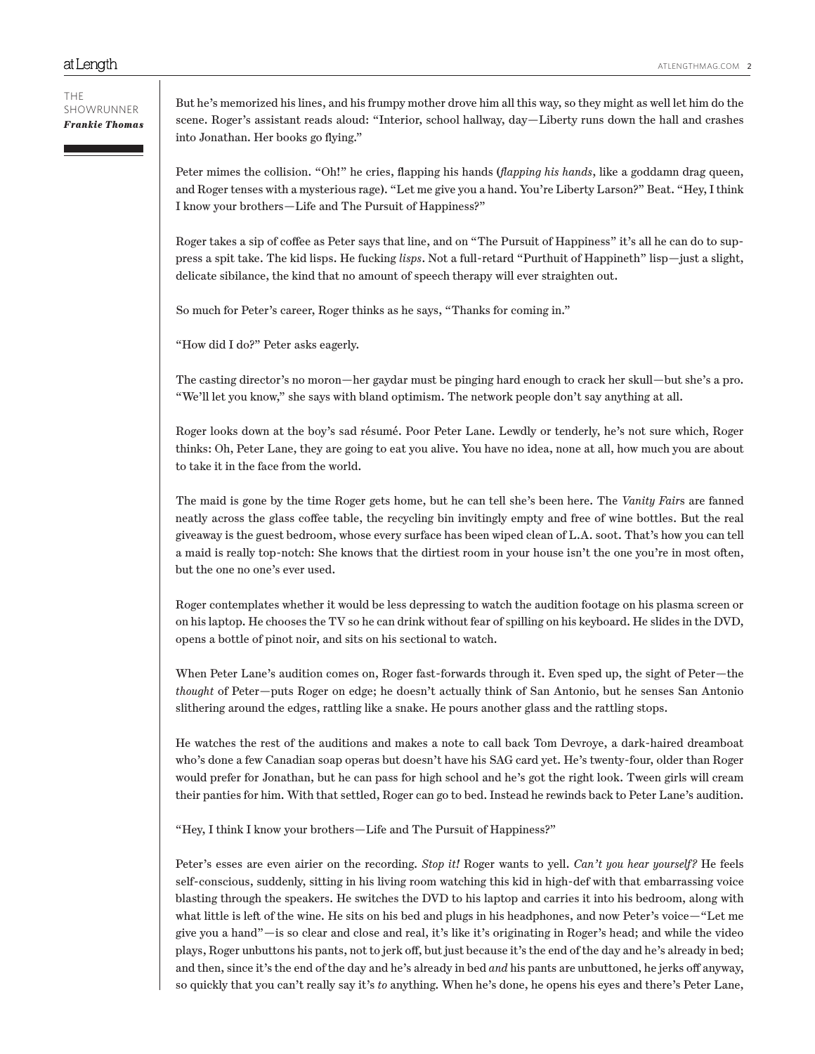But he's memorized his lines, and his frumpy mother drove him all this way, so they might as well let him do the scene. Roger's assistant reads aloud: "Interior, school hallway, day—Liberty runs down the hall and crashes into Jonathan. Her books go flying."

Peter mimes the collision. "Oh!" he cries, flapping his hands (*flapping his hands*, like a goddamn drag queen, and Roger tenses with a mysterious rage). "Let me give you a hand. You're Liberty Larson?" Beat. "Hey, I think I know your brothers—Life and The Pursuit of Happiness?"

Roger takes a sip of coffee as Peter says that line, and on "The Pursuit of Happiness" it's all he can do to suppress a spit take. The kid lisps. He fucking *lisps*. Not a full-retard "Purthuit of Happineth" lisp—just a slight, delicate sibilance, the kind that no amount of speech therapy will ever straighten out.

So much for Peter's career, Roger thinks as he says, "Thanks for coming in."

"How did I do?" Peter asks eagerly.

The casting director's no moron—her gaydar must be pinging hard enough to crack her skull—but she's a pro. "We'll let you know," she says with bland optimism. The network people don't say anything at all.

Roger looks down at the boy's sad résumé. Poor Peter Lane. Lewdly or tenderly, he's not sure which, Roger thinks: Oh, Peter Lane, they are going to eat you alive. You have no idea, none at all, how much you are about to take it in the face from the world.

The maid is gone by the time Roger gets home, but he can tell she's been here. The *Vanity Fair*s are fanned neatly across the glass coffee table, the recycling bin invitingly empty and free of wine bottles. But the real giveaway is the guest bedroom, whose every surface has been wiped clean of L.A. soot. That's how you can tell a maid is really top-notch: She knows that the dirtiest room in your house isn't the one you're in most often, but the one no one's ever used.

Roger contemplates whether it would be less depressing to watch the audition footage on his plasma screen or on his laptop. He chooses the TV so he can drink without fear of spilling on his keyboard. He slides in the DVD, opens a bottle of pinot noir, and sits on his sectional to watch.

When Peter Lane's audition comes on, Roger fast-forwards through it. Even sped up, the sight of Peter—the *thought* of Peter—puts Roger on edge; he doesn't actually think of San Antonio, but he senses San Antonio slithering around the edges, rattling like a snake. He pours another glass and the rattling stops.

He watches the rest of the auditions and makes a note to call back Tom Devroye, a dark-haired dreamboat who's done a few Canadian soap operas but doesn't have his SAG card yet. He's twenty-four, older than Roger would prefer for Jonathan, but he can pass for high school and he's got the right look. Tween girls will cream their panties for him. With that settled, Roger can go to bed. Instead he rewinds back to Peter Lane's audition.

"Hey, I think I know your brothers—Life and The Pursuit of Happiness?"

Peter's esses are even airier on the recording. *Stop it!* Roger wants to yell. *Can't you hear yourself?* He feels self-conscious, suddenly, sitting in his living room watching this kid in high-def with that embarrassing voice blasting through the speakers. He switches the DVD to his laptop and carries it into his bedroom, along with what little is left of the wine. He sits on his bed and plugs in his headphones, and now Peter's voice—"Let me give you a hand"—is so clear and close and real, it's like it's originating in Roger's head; and while the video plays, Roger unbuttons his pants, not to jerk off, but just because it's the end of the day and he's already in bed; and then, since it's the end of the day and he's already in bed *and* his pants are unbuttoned, he jerks off anyway, so quickly that you can't really say it's *to* anything. When he's done, he opens his eyes and there's Peter Lane,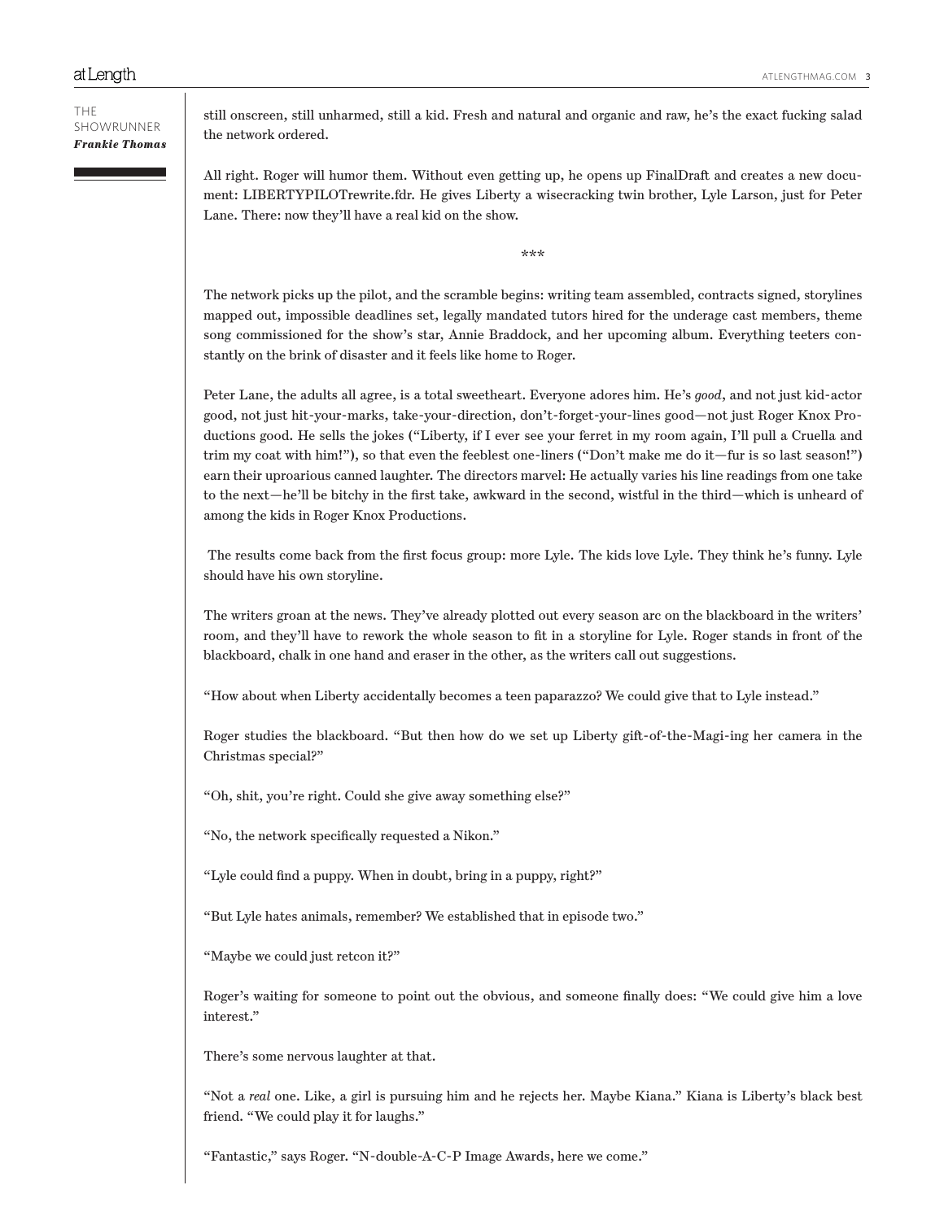still onscreen, still unharmed, still a kid. Fresh and natural and organic and raw, he's the exact fucking salad the network ordered.

All right. Roger will humor them. Without even getting up, he opens up FinalDraft and creates a new document: LIBERTYPILOTrewrite.fdr. He gives Liberty a wisecracking twin brother, Lyle Larson, just for Peter Lane. There: now they'll have a real kid on the show.

\*\*\*

The network picks up the pilot, and the scramble begins: writing team assembled, contracts signed, storylines mapped out, impossible deadlines set, legally mandated tutors hired for the underage cast members, theme song commissioned for the show's star, Annie Braddock, and her upcoming album. Everything teeters constantly on the brink of disaster and it feels like home to Roger.

Peter Lane, the adults all agree, is a total sweetheart. Everyone adores him. He's *good*, and not just kid-actor good, not just hit-your-marks, take-your-direction, don't-forget-your-lines good—not just Roger Knox Productions good. He sells the jokes ("Liberty, if I ever see your ferret in my room again, I'll pull a Cruella and trim my coat with him!"), so that even the feeblest one-liners ("Don't make me do it—fur is so last season!") earn their uproarious canned laughter. The directors marvel: He actually varies his line readings from one take to the next—he'll be bitchy in the first take, awkward in the second, wistful in the third—which is unheard of among the kids in Roger Knox Productions.

The results come back from the first focus group: more Lyle. The kids love Lyle. They think he's funny. Lyle should have his own storyline.

The writers groan at the news. They've already plotted out every season arc on the blackboard in the writers' room, and they'll have to rework the whole season to fit in a storyline for Lyle. Roger stands in front of the blackboard, chalk in one hand and eraser in the other, as the writers call out suggestions.

"How about when Liberty accidentally becomes a teen paparazzo? We could give that to Lyle instead."

Roger studies the blackboard. "But then how do we set up Liberty gift-of-the-Magi-ing her camera in the Christmas special?"

"Oh, shit, you're right. Could she give away something else?"

"No, the network specifically requested a Nikon."

"Lyle could find a puppy. When in doubt, bring in a puppy, right?"

"But Lyle hates animals, remember? We established that in episode two."

"Maybe we could just retcon it?"

Roger's waiting for someone to point out the obvious, and someone finally does: "We could give him a love interest."

There's some nervous laughter at that.

"Not a *real* one. Like, a girl is pursuing him and he rejects her. Maybe Kiana." Kiana is Liberty's black best friend. "We could play it for laughs."

"Fantastic," says Roger. "N-double-A-C-P Image Awards, here we come."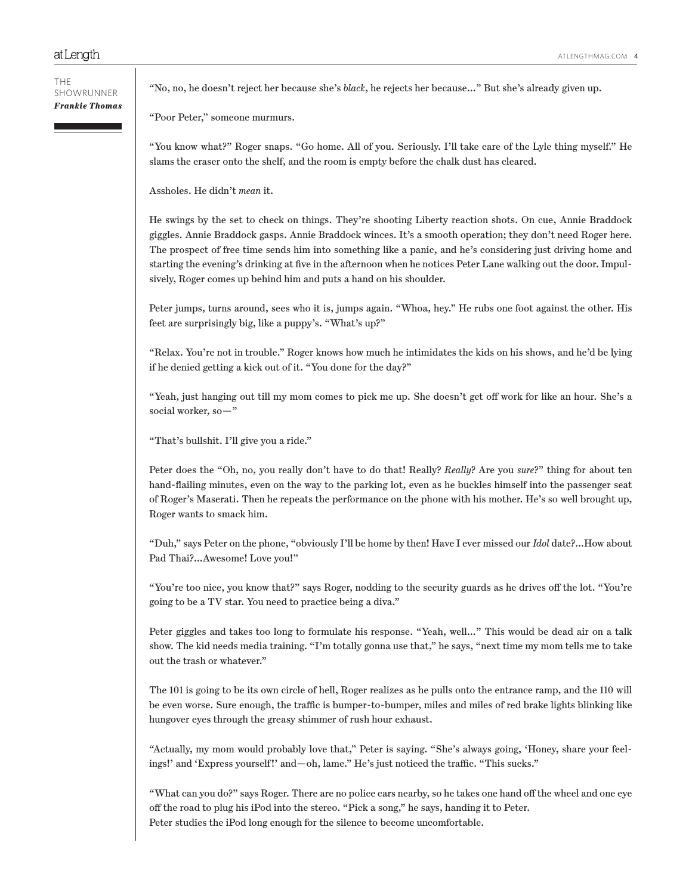"No, no, he doesn't reject her because she's *black*, he rejects her because..." But she's already given up.

"Poor Peter," someone murmurs.

"You know what?" Roger snaps. "Go home. All of you. Seriously. I'll take care of the Lyle thing myself." He slams the eraser onto the shelf, and the room is empty before the chalk dust has cleared.

Assholes. He didn't *mean* it.

He swings by the set to check on things. They're shooting Liberty reaction shots. On cue, Annie Braddock giggles. Annie Braddock gasps. Annie Braddock winces. It's a smooth operation; they don't need Roger here. The prospect of free time sends him into something like a panic, and he's considering just driving home and starting the evening's drinking at five in the afternoon when he notices Peter Lane walking out the door. Impulsively, Roger comes up behind him and puts a hand on his shoulder.

Peter jumps, turns around, sees who it is, jumps again. "Whoa, hey." He rubs one foot against the other. His feet are surprisingly big, like a puppy's. "What's up?"

"Relax. You're not in trouble." Roger knows how much he intimidates the kids on his shows, and he'd be lying if he denied getting a kick out of it. "You done for the day?"

"Yeah, just hanging out till my mom comes to pick me up. She doesn't get off work for like an hour. She's a social worker, so—"

"That's bullshit. I'll give you a ride."

Peter does the "Oh, no, you really don't have to do that! Really? *Really*? Are you *sure*?" thing for about ten hand-flailing minutes, even on the way to the parking lot, even as he buckles himself into the passenger seat of Roger's Maserati. Then he repeats the performance on the phone with his mother. He's so well brought up, Roger wants to smack him.

"Duh," says Peter on the phone, "obviously I'll be home by then! Have I ever missed our *Idol* date?...How about Pad Thai?...Awesome! Love you!"

"You're too nice, you know that?" says Roger, nodding to the security guards as he drives off the lot. "You're going to be a TV star. You need to practice being a diva."

Peter giggles and takes too long to formulate his response. "Yeah, well..." This would be dead air on a talk show. The kid needs media training. "I'm totally gonna use that," he says, "next time my mom tells me to take out the trash or whatever."

The 101 is going to be its own circle of hell, Roger realizes as he pulls onto the entrance ramp, and the 110 will be even worse. Sure enough, the traffic is bumper-to-bumper, miles and miles of red brake lights blinking like hungover eyes through the greasy shimmer of rush hour exhaust.

"Actually, my mom would probably love that," Peter is saying. "She's always going, 'Honey, share your feelings!' and 'Express yourself!' and—oh, lame." He's just noticed the traffic. "This sucks."

"What can you do?" says Roger. There are no police cars nearby, so he takes one hand off the wheel and one eye off the road to plug his iPod into the stereo. "Pick a song," he says, handing it to Peter.

Peter studies the iPod long enough for the silence to become uncomfortable.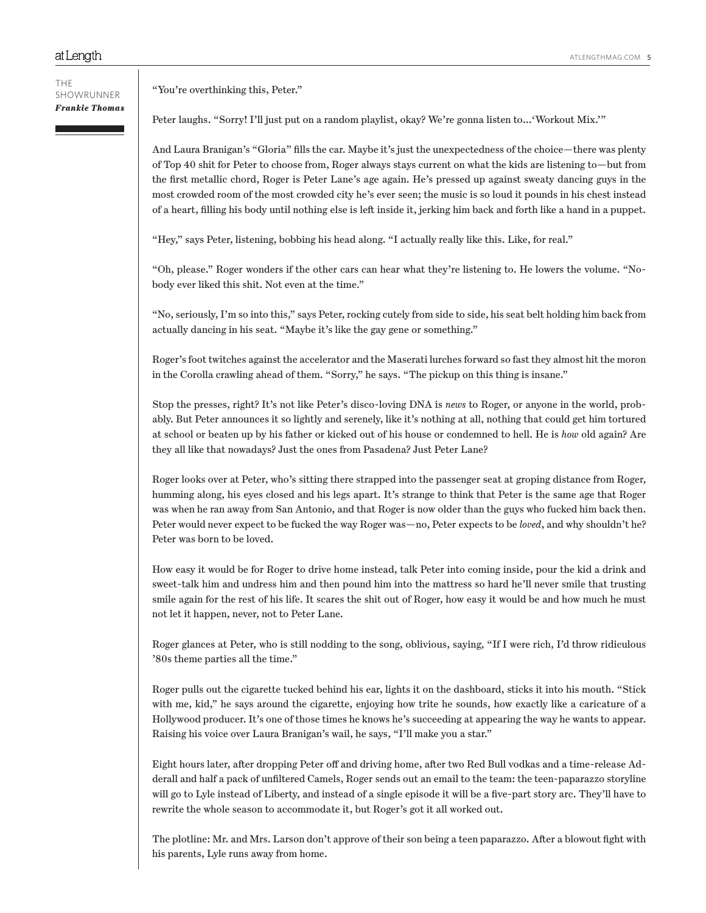"You're overthinking this, Peter."

Peter laughs. "Sorry! I'll just put on a random playlist, okay? We're gonna listen to…'Workout Mix.'"

And Laura Branigan's "Gloria" fills the car. Maybe it's just the unexpectedness of the choice—there was plenty of Top 40 shit for Peter to choose from, Roger always stays current on what the kids are listening to—but from the first metallic chord, Roger is Peter Lane's age again. He's pressed up against sweaty dancing guys in the most crowded room of the most crowded city he's ever seen; the music is so loud it pounds in his chest instead of a heart, filling his body until nothing else is left inside it, jerking him back and forth like a hand in a puppet.

"Hey," says Peter, listening, bobbing his head along. "I actually really like this. Like, for real."

"Oh, please." Roger wonders if the other cars can hear what they're listening to. He lowers the volume. "Nobody ever liked this shit. Not even at the time."

"No, seriously, I'm so into this," says Peter, rocking cutely from side to side, his seat belt holding him back from actually dancing in his seat. "Maybe it's like the gay gene or something."

Roger's foot twitches against the accelerator and the Maserati lurches forward so fast they almost hit the moron in the Corolla crawling ahead of them. "Sorry," he says. "The pickup on this thing is insane."

Stop the presses, right? It's not like Peter's disco-loving DNA is *news* to Roger, or anyone in the world, probably. But Peter announces it so lightly and serenely, like it's nothing at all, nothing that could get him tortured at school or beaten up by his father or kicked out of his house or condemned to hell. He is *how* old again? Are they all like that nowadays? Just the ones from Pasadena? Just Peter Lane?

Roger looks over at Peter, who's sitting there strapped into the passenger seat at groping distance from Roger, humming along, his eyes closed and his legs apart. It's strange to think that Peter is the same age that Roger was when he ran away from San Antonio, and that Roger is now older than the guys who fucked him back then. Peter would never expect to be fucked the way Roger was—no, Peter expects to be *loved*, and why shouldn't he? Peter was born to be loved.

How easy it would be for Roger to drive home instead, talk Peter into coming inside, pour the kid a drink and sweet-talk him and undress him and then pound him into the mattress so hard he'll never smile that trusting smile again for the rest of his life. It scares the shit out of Roger, how easy it would be and how much he must not let it happen, never, not to Peter Lane.

Roger glances at Peter, who is still nodding to the song, oblivious, saying, "If I were rich, I'd throw ridiculous '80s theme parties all the time."

Roger pulls out the cigarette tucked behind his ear, lights it on the dashboard, sticks it into his mouth. "Stick with me, kid," he says around the cigarette, enjoying how trite he sounds, how exactly like a caricature of a Hollywood producer. It's one of those times he knows he's succeeding at appearing the way he wants to appear. Raising his voice over Laura Branigan's wail, he says, "I'll make you a star."

Eight hours later, after dropping Peter off and driving home, after two Red Bull vodkas and a time-release Adderall and half a pack of unfiltered Camels, Roger sends out an email to the team: the teen-paparazzo storyline will go to Lyle instead of Liberty, and instead of a single episode it will be a five-part story arc. They'll have to rewrite the whole season to accommodate it, but Roger's got it all worked out.

The plotline: Mr. and Mrs. Larson don't approve of their son being a teen paparazzo. After a blowout fight with his parents, Lyle runs away from home.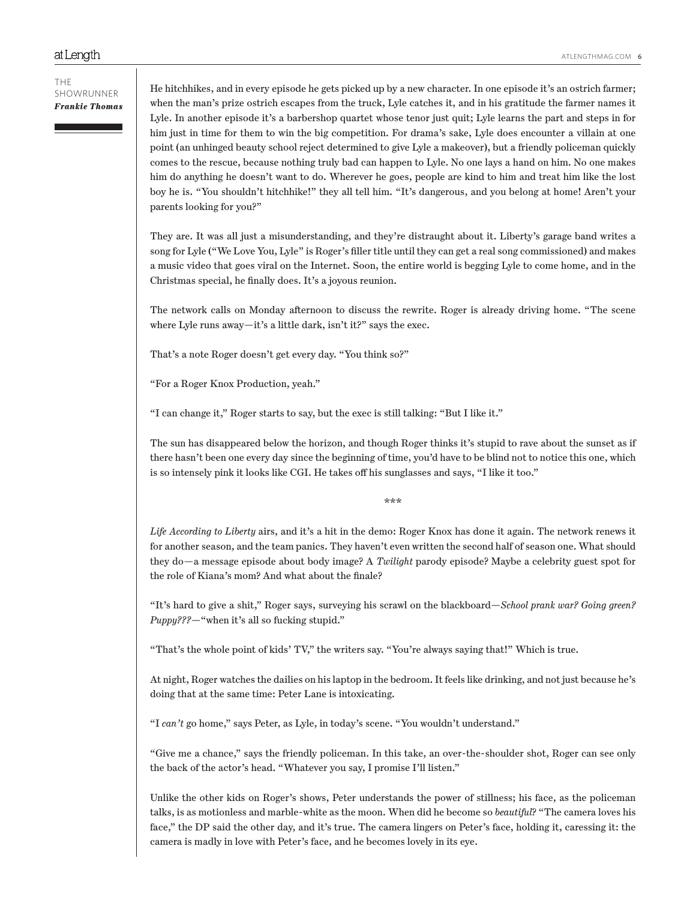He hitchhikes, and in every episode he gets picked up by a new character. In one episode it's an ostrich farmer; when the man's prize ostrich escapes from the truck, Lyle catches it, and in his gratitude the farmer names it Lyle. In another episode it's a barbershop quartet whose tenor just quit; Lyle learns the part and steps in for him just in time for them to win the big competition. For drama's sake, Lyle does encounter a villain at one point (an unhinged beauty school reject determined to give Lyle a makeover), but a friendly policeman quickly comes to the rescue, because nothing truly bad can happen to Lyle. No one lays a hand on him. No one makes him do anything he doesn't want to do. Wherever he goes, people are kind to him and treat him like the lost boy he is. "You shouldn't hitchhike!" they all tell him. "It's dangerous, and you belong at home! Aren't your parents looking for you?"

They are. It was all just a misunderstanding, and they're distraught about it. Liberty's garage band writes a song for Lyle ("We Love You, Lyle" is Roger's filler title until they can get a real song commissioned) and makes a music video that goes viral on the Internet. Soon, the entire world is begging Lyle to come home, and in the Christmas special, he finally does. It's a joyous reunion.

The network calls on Monday afternoon to discuss the rewrite. Roger is already driving home. "The scene where Lyle runs away—it's a little dark, isn't it?" says the exec.

That's a note Roger doesn't get every day. "You think so?"

"For a Roger Knox Production, yeah."

"I can change it," Roger starts to say, but the exec is still talking: "But I like it."

The sun has disappeared below the horizon, and though Roger thinks it's stupid to rave about the sunset as if there hasn't been one every day since the beginning of time, you'd have to be blind not to notice this one, which is so intensely pink it looks like CGI. He takes off his sunglasses and says, "I like it too."

***

*Life According to Liberty* airs, and it's a hit in the demo: Roger Knox has done it again. The network renews it for another season, and the team panics. They haven't even written the second half of season one. What should they do—a message episode about body image? A *Twilight* parody episode? Maybe a celebrity guest spot for the role of Kiana's mom? And what about the finale?

"It's hard to give a shit," Roger says, surveying his scrawl on the blackboard—*School prank war? Going green? Puppy???*—"when it's all so fucking stupid."

"That's the whole point of kids' TV," the writers say. "You're always saying that!" Which is true.

At night, Roger watches the dailies on his laptop in the bedroom. It feels like drinking, and not just because he's doing that at the same time: Peter Lane is intoxicating.

"I *can't* go home," says Peter, as Lyle, in today's scene. "You wouldn't understand."

"Give me a chance," says the friendly policeman. In this take, an over-the-shoulder shot, Roger can see only the back of the actor's head. "Whatever you say, I promise I'll listen."

Unlike the other kids on Roger's shows, Peter understands the power of stillness; his face, as the policeman talks, is as motionless and marble-white as the moon. When did he become so *beautiful*? "The camera loves his face," the DP said the other day, and it's true. The camera lingers on Peter's face, holding it, caressing it: the camera is madly in love with Peter's face, and he becomes lovely in its eye.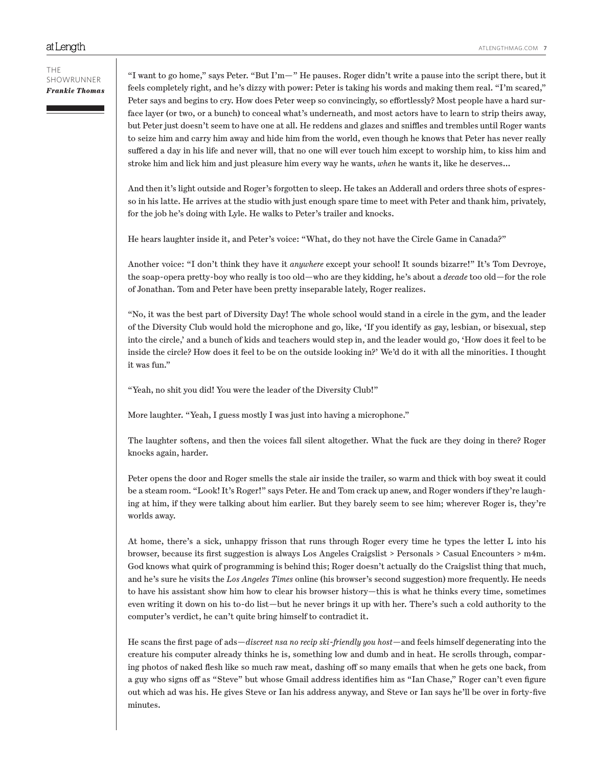"I want to go home," says Peter. "But I'm—" He pauses. Roger didn't write a pause into the script there, but it feels completely right, and he's dizzy with power: Peter is taking his words and making them real. "I'm scared," Peter says and begins to cry. How does Peter weep so convincingly, so effortlessly? Most people have a hard surface layer (or two, or a bunch) to conceal what's underneath, and most actors have to learn to strip theirs away, but Peter just doesn't seem to have one at all. He reddens and glazes and sniffles and trembles until Roger wants to seize him and carry him away and hide him from the world, even though he knows that Peter has never really suffered a day in his life and never will, that no one will ever touch him except to worship him, to kiss him and stroke him and lick him and just pleasure him every way he wants, *when* he wants it, like he deserves...

And then it's light outside and Roger's forgotten to sleep. He takes an Adderall and orders three shots of espresso in his latte. He arrives at the studio with just enough spare time to meet with Peter and thank him, privately, for the job he's doing with Lyle. He walks to Peter's trailer and knocks.

He hears laughter inside it, and Peter's voice: "What, do they not have the Circle Game in Canada?"

Another voice: "I don't think they have it *anywhere* except your school! It sounds bizarre!" It's Tom Devroye, the soap-opera pretty-boy who really is too old—who are they kidding, he's about a *decade* too old—for the role of Jonathan. Tom and Peter have been pretty inseparable lately, Roger realizes.

"No, it was the best part of Diversity Day! The whole school would stand in a circle in the gym, and the leader of the Diversity Club would hold the microphone and go, like, 'If you identify as gay, lesbian, or bisexual, step into the circle,' and a bunch of kids and teachers would step in, and the leader would go, 'How does it feel to be inside the circle? How does it feel to be on the outside looking in?' We'd do it with all the minorities. I thought it was fun."

"Yeah, no shit you did! You were the leader of the Diversity Club!"

More laughter. "Yeah, I guess mostly I was just into having a microphone."

The laughter softens, and then the voices fall silent altogether. What the fuck are they doing in there? Roger knocks again, harder.

Peter opens the door and Roger smells the stale air inside the trailer, so warm and thick with boy sweat it could be a steam room. "Look! It's Roger!" says Peter. He and Tom crack up anew, and Roger wonders if they're laughing at him, if they were talking about him earlier. But they barely seem to see him; wherever Roger is, they're worlds away.

At home, there's a sick, unhappy frisson that runs through Roger every time he types the letter L into his browser, because its first suggestion is always Los Angeles Craigslist > Personals > Casual Encounters > m4m. God knows what quirk of programming is behind this; Roger doesn't actually do the Craigslist thing that much, and he's sure he visits the *Los Angeles Times* online (his browser's second suggestion) more frequently. He needs to have his assistant show him how to clear his browser history—this is what he thinks every time, sometimes even writing it down on his to-do list—but he never brings it up with her. There's such a cold authority to the computer's verdict, he can't quite bring himself to contradict it.

He scans the first page of ads—*discreet nsa no recip ski-friendly you host*—and feels himself degenerating into the creature his computer already thinks he is, something low and dumb and in heat. He scrolls through, comparing photos of naked flesh like so much raw meat, dashing off so many emails that when he gets one back, from a guy who signs off as "Steve" but whose Gmail address identifies him as "Ian Chase," Roger can't even figure out which ad was his. He gives Steve or Ian his address anyway, and Steve or Ian says he'll be over in forty-five minutes.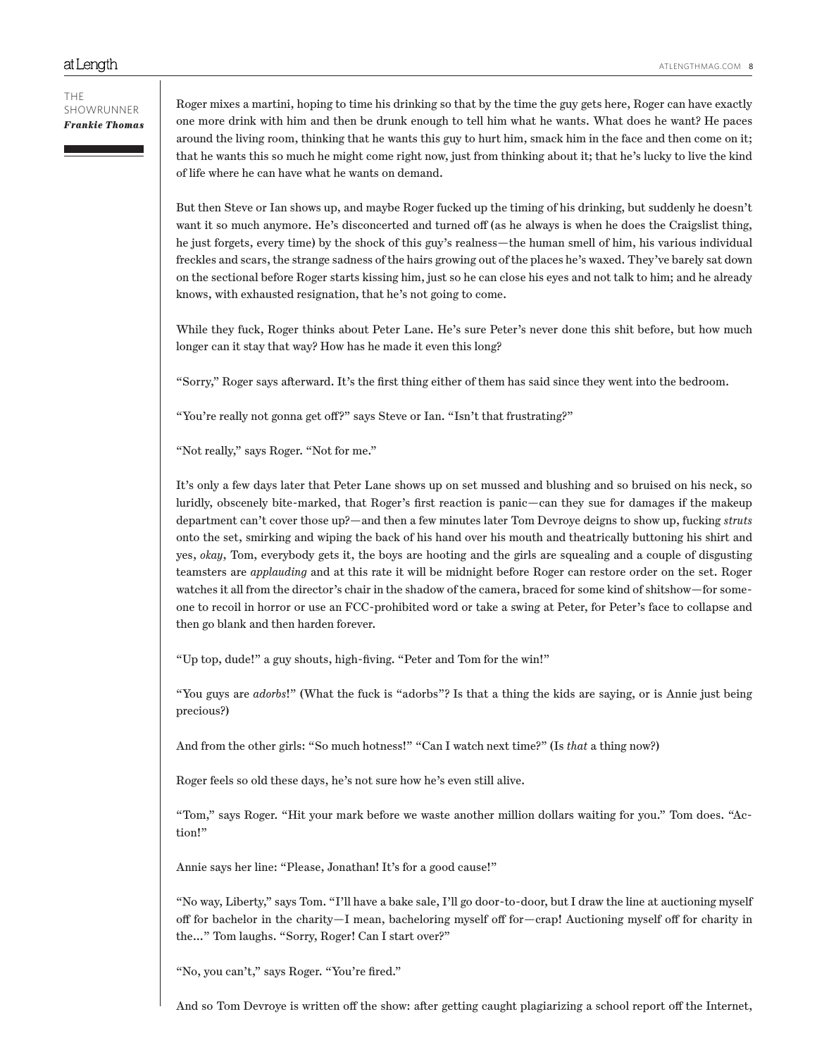Roger mixes a martini, hoping to time his drinking so that by the time the guy gets here, Roger can have exactly one more drink with him and then be drunk enough to tell him what he wants. What does he want? He paces around the living room, thinking that he wants this guy to hurt him, smack him in the face and then come on it; that he wants this so much he might come right now, just from thinking about it; that he's lucky to live the kind of life where he can have what he wants on demand.

But then Steve or Ian shows up, and maybe Roger fucked up the timing of his drinking, but suddenly he doesn't want it so much anymore. He's disconcerted and turned off (as he always is when he does the Craigslist thing, he just forgets, every time) by the shock of this guy's realness—the human smell of him, his various individual freckles and scars, the strange sadness of the hairs growing out of the places he's waxed. They've barely sat down on the sectional before Roger starts kissing him, just so he can close his eyes and not talk to him; and he already knows, with exhausted resignation, that he's not going to come.

While they fuck, Roger thinks about Peter Lane. He's sure Peter's never done this shit before, but how much longer can it stay that way? How has he made it even this long?

"Sorry," Roger says afterward. It's the first thing either of them has said since they went into the bedroom.

"You're really not gonna get off?" says Steve or Ian. "Isn't that frustrating?"

"Not really," says Roger. "Not for me."

It's only a few days later that Peter Lane shows up on set mussed and blushing and so bruised on his neck, so luridly, obscenely bite-marked, that Roger's first reaction is panic—can they sue for damages if the makeup department can't cover those up?—and then a few minutes later Tom Devroye deigns to show up, fucking *struts* onto the set, smirking and wiping the back of his hand over his mouth and theatrically buttoning his shirt and yes, *okay*, Tom, everybody gets it, the boys are hooting and the girls are squealing and a couple of disgusting teamsters are *applauding* and at this rate it will be midnight before Roger can restore order on the set. Roger watches it all from the director's chair in the shadow of the camera, braced for some kind of shitshow—for someone to recoil in horror or use an FCC-prohibited word or take a swing at Peter, for Peter's face to collapse and then go blank and then harden forever.

"Up top, dude!" a guy shouts, high-fiving. "Peter and Tom for the win!"

"You guys are *adorbs*!" (What the fuck is "adorbs"? Is that a thing the kids are saying, or is Annie just being precious?)

And from the other girls: "So much hotness!" "Can I watch next time?" (Is *that* a thing now?)

Roger feels so old these days, he's not sure how he's even still alive.

"Tom," says Roger. "Hit your mark before we waste another million dollars waiting for you." Tom does. "Action!"

Annie says her line: "Please, Jonathan! It's for a good cause!"

"No way, Liberty," says Tom. "I'll have a bake sale, I'll go door-to-door, but I draw the line at auctioning myself off for bachelor in the charity—I mean, bacheloring myself off for—crap! Auctioning myself off for charity in the..." Tom laughs. "Sorry, Roger! Can I start over?"

"No, you can't," says Roger. "You're fired."

And so Tom Devroye is written off the show: after getting caught plagiarizing a school report off the Internet,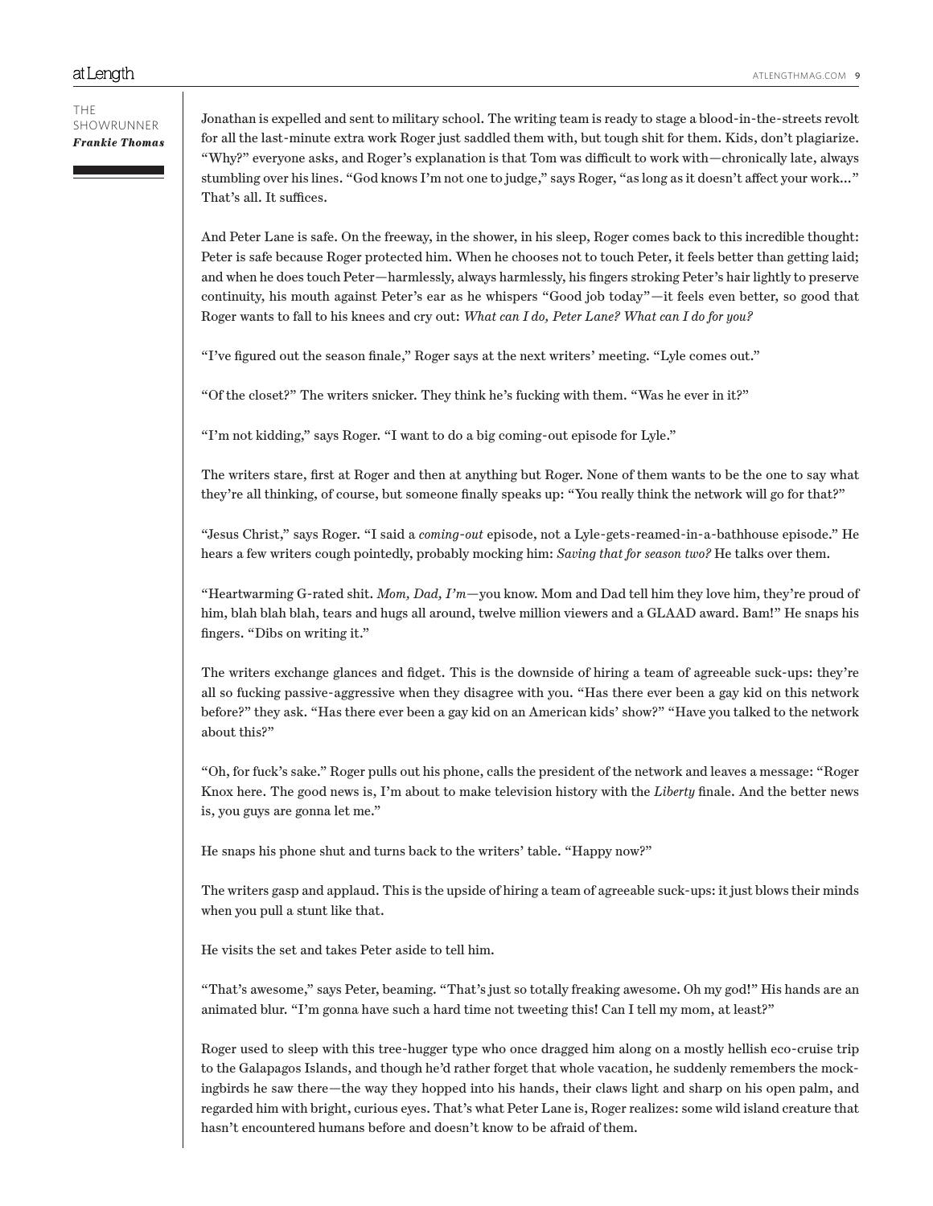Jonathan is expelled and sent to military school. The writing team is ready to stage a blood-in-the-streets revolt for all the last-minute extra work Roger just saddled them with, but tough shit for them. Kids, don't plagiarize. "Why?" everyone asks, and Roger's explanation is that Tom was difficult to work with—chronically late, always stumbling over his lines. "God knows I'm not one to judge," says Roger, "as long as it doesn't affect your work…" That's all. It suffices.

And Peter Lane is safe. On the freeway, in the shower, in his sleep, Roger comes back to this incredible thought: Peter is safe because Roger protected him. When he chooses not to touch Peter, it feels better than getting laid; and when he does touch Peter—harmlessly, always harmlessly, his fingers stroking Peter's hair lightly to preserve continuity, his mouth against Peter's ear as he whispers "Good job today"—it feels even better, so good that Roger wants to fall to his knees and cry out: *What can I do, Peter Lane? What can I do for you?*

"I've figured out the season finale," Roger says at the next writers' meeting. "Lyle comes out."

"Of the closet?" The writers snicker. They think he's fucking with them. "Was he ever in it?"

"I'm not kidding," says Roger. "I want to do a big coming-out episode for Lyle."

The writers stare, first at Roger and then at anything but Roger. None of them wants to be the one to say what they're all thinking, of course, but someone finally speaks up: "You really think the network will go for that?"

"Jesus Christ," says Roger. "I said a *coming-out* episode, not a Lyle-gets-reamed-in-a-bathhouse episode." He hears a few writers cough pointedly, probably mocking him: *Saving that for season two?* He talks over them.

"Heartwarming G-rated shit. *Mom, Dad, I'm*—you know. Mom and Dad tell him they love him, they're proud of him, blah blah blah, tears and hugs all around, twelve million viewers and a GLAAD award. Bam!" He snaps his fingers. "Dibs on writing it."

The writers exchange glances and fidget. This is the downside of hiring a team of agreeable suck-ups: they're all so fucking passive-aggressive when they disagree with you. "Has there ever been a gay kid on this network before?" they ask. "Has there ever been a gay kid on an American kids' show?" "Have you talked to the network about this?"

"Oh, for fuck's sake." Roger pulls out his phone, calls the president of the network and leaves a message: "Roger Knox here. The good news is, I'm about to make television history with the *Liberty* finale. And the better news is, you guys are gonna let me."

He snaps his phone shut and turns back to the writers' table. "Happy now?"

The writers gasp and applaud. This is the upside of hiring a team of agreeable suck-ups: it just blows their minds when you pull a stunt like that.

He visits the set and takes Peter aside to tell him.

"That's awesome," says Peter, beaming. "That's just so totally freaking awesome. Oh my god!" His hands are an animated blur. "I'm gonna have such a hard time not tweeting this! Can I tell my mom, at least?"

Roger used to sleep with this tree-hugger type who once dragged him along on a mostly hellish eco-cruise trip to the Galapagos Islands, and though he'd rather forget that whole vacation, he suddenly remembers the mockingbirds he saw there—the way they hopped into his hands, their claws light and sharp on his open palm, and regarded him with bright, curious eyes. That's what Peter Lane is, Roger realizes: some wild island creature that hasn't encountered humans before and doesn't know to be afraid of them.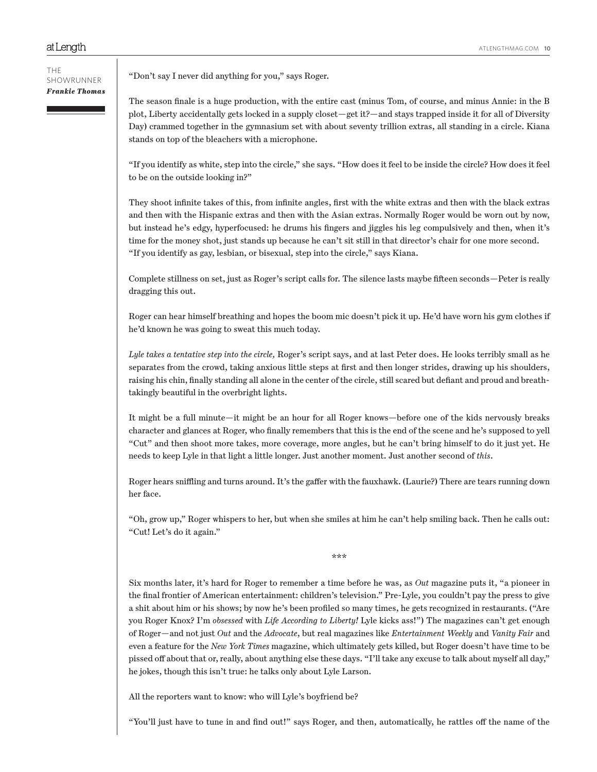“Don’t say I never did anything for you,” says Roger.

The season finale is a huge production, with the entire cast (minus Tom, of course, and minus Annie: in the B plot, Liberty accidentally gets locked in a supply closet—get it?—and stays trapped inside it for all of Diversity Day) crammed together in the gymnasium set with about seventy trillion extras, all standing in a circle. Kiana stands on top of the bleachers with a microphone.

“If you identify as white, step into the circle,” she says. “How does it feel to be inside the circle? How does it feel to be on the outside looking in?”

They shoot infinite takes of this, from infinite angles, first with the white extras and then with the black extras and then with the Hispanic extras and then with the Asian extras. Normally Roger would be worn out by now, but instead he’s edgy, hyperfocused: he drums his fingers and jiggles his leg compulsively and then, when it’s time for the money shot, just stands up because he can’t sit still in that director’s chair for one more second. “If you identify as gay, lesbian, or bisexual, step into the circle,” says Kiana.

Complete stillness on set, just as Roger’s script calls for. The silence lasts maybe fifteen seconds—Peter is really dragging this out.

Roger can hear himself breathing and hopes the boom mic doesn’t pick it up. He’d have worn his gym clothes if he’d known he was going to sweat this much today.

*Lyle takes a tentative step into the circle,* Roger’s script says, and at last Peter does. He looks terribly small as he separates from the crowd, taking anxious little steps at first and then longer strides, drawing up his shoulders, raising his chin, finally standing all alone in the center of the circle, still scared but defiant and proud and breathtakingly beautiful in the overbright lights.

It might be a full minute—it might be an hour for all Roger knows—before one of the kids nervously breaks character and glances at Roger, who finally remembers that this is the end of the scene and he’s supposed to yell “Cut” and then shoot more takes, more coverage, more angles, but he can’t bring himself to do it just yet. He needs to keep Lyle in that light a little longer. Just another moment. Just another second of *this*.

Roger hears sniffling and turns around. It’s the gaffer with the fauxhawk. (Laurie?) There are tears running down her face.

“Oh, grow up,” Roger whispers to her, but when she smiles at him he can’t help smiling back. Then he calls out: “Cut! Let’s do it again.”

***

Six months later, it’s hard for Roger to remember a time before he was, as *Out* magazine puts it, “a pioneer in the final frontier of American entertainment: children’s television.” Pre-Lyle, you couldn’t pay the press to give a shit about him or his shows; by now he’s been profiled so many times, he gets recognized in restaurants. (“Are you Roger Knox? I’m *obsessed* with *Life According to Liberty!* Lyle kicks ass!”) The magazines can’t get enough of Roger—and not just *Out* and the *Advocate*, but real magazines like *Entertainment Weekly* and *Vanity Fair* and even a feature for the *New York Times* magazine, which ultimately gets killed, but Roger doesn’t have time to be pissed off about that or, really, about anything else these days. “I’ll take any excuse to talk about myself all day,” he jokes, though this isn’t true: he talks only about Lyle Larson.

All the reporters want to know: who will Lyle’s boyfriend be?

“You’ll just have to tune in and find out!” says Roger, and then, automatically, he rattles off the name of the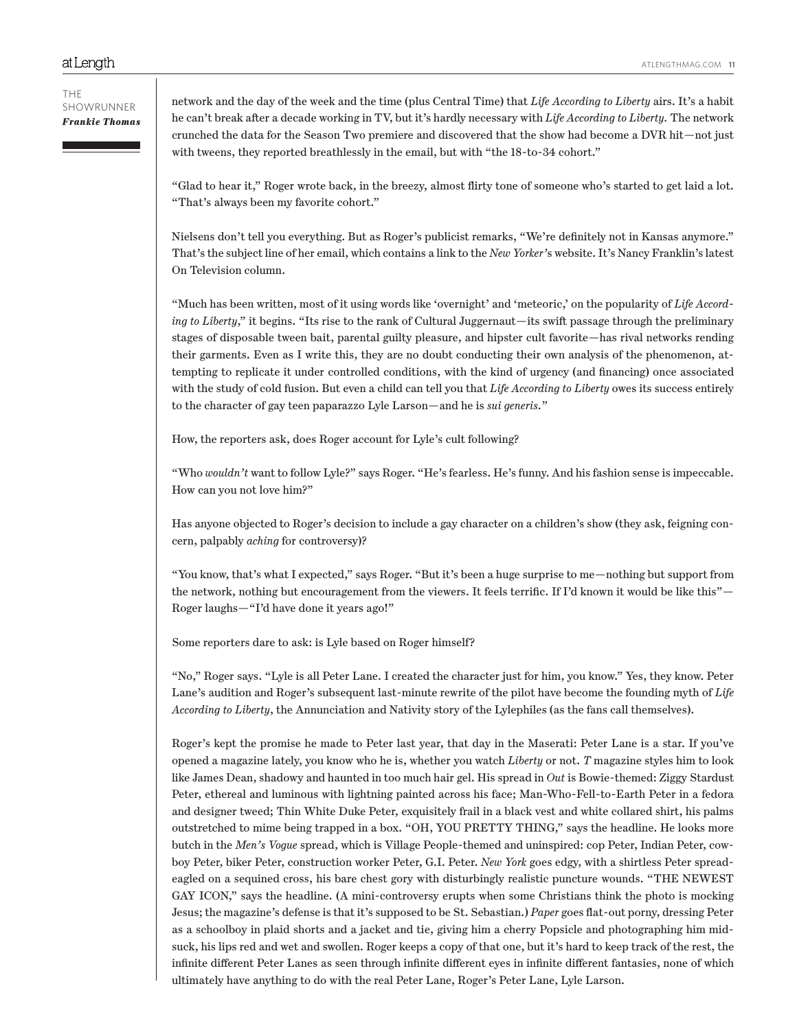network and the day of the week and the time (plus Central Time) that *Life According to Liberty* airs. It's a habit he can't break after a decade working in TV, but it's hardly necessary with *Life According to Liberty.* The network crunched the data for the Season Two premiere and discovered that the show had become a DVR hit—not just with tweens, they reported breathlessly in the email, but with "the 18-to-34 cohort."

"Glad to hear it," Roger wrote back, in the breezy, almost flirty tone of someone who's started to get laid a lot. "That's always been my favorite cohort."

Nielsens don't tell you everything. But as Roger's publicist remarks, "We're definitely not in Kansas anymore." That's the subject line of her email, which contains a link to the *New Yorker's* website. It's Nancy Franklin's latest On Television column.

"Much has been written, most of it using words like 'overnight' and 'meteoric,' on the popularity of *Life According to Liberty*," it begins. "Its rise to the rank of Cultural Juggernaut—its swift passage through the preliminary stages of disposable tween bait, parental guilty pleasure, and hipster cult favorite—has rival networks rending their garments. Even as I write this, they are no doubt conducting their own analysis of the phenomenon, attempting to replicate it under controlled conditions, with the kind of urgency (and financing) once associated with the study of cold fusion. But even a child can tell you that *Life According to Liberty* owes its success entirely to the character of gay teen paparazzo Lyle Larson—and he is *sui generis.*"

How, the reporters ask, does Roger account for Lyle's cult following?

"Who *wouldn't* want to follow Lyle?" says Roger. "He's fearless. He's funny. And his fashion sense is impeccable. How can you not love him?"

Has anyone objected to Roger's decision to include a gay character on a children's show (they ask, feigning concern, palpably *aching* for controversy)?

"You know, that's what I expected," says Roger. "But it's been a huge surprise to me—nothing but support from the network, nothing but encouragement from the viewers. It feels terrific. If I'd known it would be like this"—Roger laughs—"I'd have done it years ago!"

Some reporters dare to ask: is Lyle based on Roger himself?

"No," Roger says. "Lyle is all Peter Lane. I created the character just for him, you know." Yes, they know. Peter Lane's audition and Roger's subsequent last-minute rewrite of the pilot have become the founding myth of *Life According to Liberty*, the Annunciation and Nativity story of the Lylephiles (as the fans call themselves).

Roger's kept the promise he made to Peter last year, that day in the Maserati: Peter Lane is a star. If you've opened a magazine lately, you know who he is, whether you watch *Liberty* or not. *T* magazine styles him to look like James Dean, shadowy and haunted in too much hair gel. His spread in *Out* is Bowie-themed: Ziggy Stardust Peter, ethereal and luminous with lightning painted across his face; Man-Who-Fell-to-Earth Peter in a fedora and designer tweed; Thin White Duke Peter, exquisitely frail in a black vest and white collared shirt, his palms outstretched to mime being trapped in a box. "OH, YOU PRETTY THING," says the headline. He looks more butch in the *Men's Vogue* spread, which is Village People-themed and uninspired: cop Peter, Indian Peter, cowboy Peter, biker Peter, construction worker Peter, G.I. Peter. *New York* goes edgy, with a shirtless Peter spread-eagled on a sequined cross, his bare chest gory with disturbingly realistic puncture wounds. "THE NEWEST GAY ICON," says the headline. (A mini-controversy erupts when some Christians think the photo is mocking Jesus; the magazine's defense is that it's supposed to be St. Sebastian.) *Paper* goes flat-out porny, dressing Peter as a schoolboy in plaid shorts and a jacket and tie, giving him a cherry Popsicle and photographing him mid-suck, his lips red and wet and swollen. Roger keeps a copy of that one, but it's hard to keep track of the rest, the infinite different Peter Lanes as seen through infinite different eyes in infinite different fantasies, none of which ultimately have anything to do with the real Peter Lane, Roger's Peter Lane, Lyle Larson.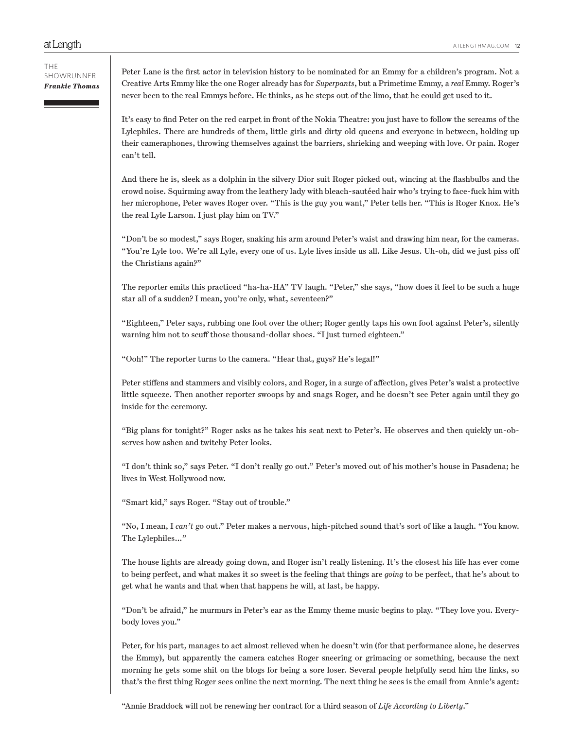Peter Lane is the first actor in television history to be nominated for an Emmy for a children's program. Not a Creative Arts Emmy like the one Roger already has for *Superpants*, but a Primetime Emmy, a *real* Emmy. Roger's never been to the real Emmys before. He thinks, as he steps out of the limo, that he could get used to it.

It's easy to find Peter on the red carpet in front of the Nokia Theatre: you just have to follow the screams of the Lylephiles. There are hundreds of them, little girls and dirty old queens and everyone in between, holding up their cameraphones, throwing themselves against the barriers, shrieking and weeping with love. Or pain. Roger can't tell.

And there he is, sleek as a dolphin in the silvery Dior suit Roger picked out, wincing at the flashbulbs and the crowd noise. Squirming away from the leathery lady with bleach-sautéed hair who's trying to face-fuck him with her microphone, Peter waves Roger over. "This is the guy you want," Peter tells her. "This is Roger Knox. He's the real Lyle Larson. I just play him on TV."

"Don't be so modest," says Roger, snaking his arm around Peter's waist and drawing him near, for the cameras. "You're Lyle too. We're all Lyle, every one of us. Lyle lives inside us all. Like Jesus. Uh-oh, did we just piss off the Christians again?"

The reporter emits this practiced "ha-ha-HA" TV laugh. "Peter," she says, "how does it feel to be such a huge star all of a sudden? I mean, you're only, what, seventeen?"

"Eighteen," Peter says, rubbing one foot over the other; Roger gently taps his own foot against Peter's, silently warning him not to scuff those thousand-dollar shoes. "I just turned eighteen."

"Ooh!" The reporter turns to the camera. "Hear that, guys? He's legal!"

Peter stiffens and stammers and visibly colors, and Roger, in a surge of affection, gives Peter's waist a protective little squeeze. Then another reporter swoops by and snags Roger, and he doesn't see Peter again until they go inside for the ceremony.

"Big plans for tonight?" Roger asks as he takes his seat next to Peter's. He observes and then quickly un-observes how ashen and twitchy Peter looks.

"I don't think so," says Peter. "I don't really go out." Peter's moved out of his mother's house in Pasadena; he lives in West Hollywood now.

"Smart kid," says Roger. "Stay out of trouble."

"No, I mean, I *can't* go out." Peter makes a nervous, high-pitched sound that's sort of like a laugh. "You know. The Lylephiles..."

The house lights are already going down, and Roger isn't really listening. It's the closest his life has ever come to being perfect, and what makes it so sweet is the feeling that things are *going* to be perfect, that he's about to get what he wants and that when that happens he will, at last, be happy.

"Don't be afraid," he murmurs in Peter's ear as the Emmy theme music begins to play. "They love you. Everybody loves you."

Peter, for his part, manages to act almost relieved when he doesn't win (for that performance alone, he deserves the Emmy), but apparently the camera catches Roger sneering or grimacing or something, because the next morning he gets some shit on the blogs for being a sore loser. Several people helpfully send him the links, so that's the first thing Roger sees online the next morning. The next thing he sees is the email from Annie's agent:

"Annie Braddock will not be renewing her contract for a third season of *Life According to Liberty*."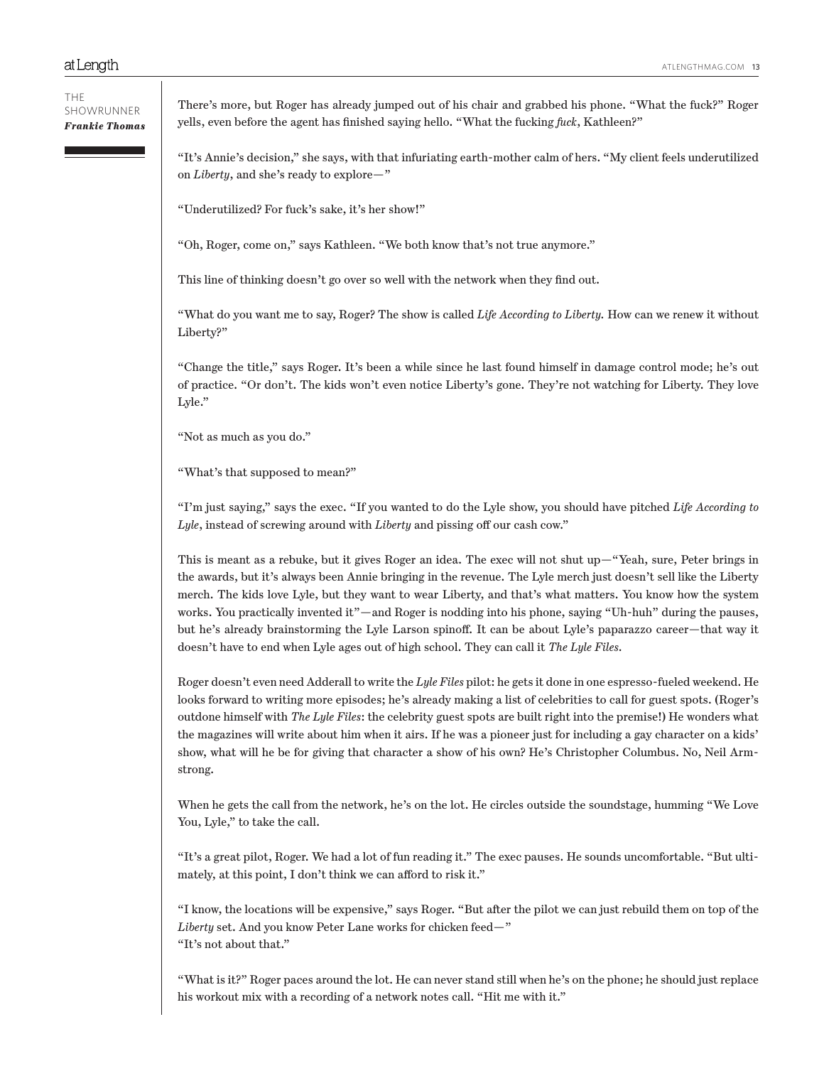There's more, but Roger has already jumped out of his chair and grabbed his phone. "What the fuck?" Roger yells, even before the agent has finished saying hello. "What the fucking *fuck*, Kathleen?"

"It's Annie's decision," she says, with that infuriating earth-mother calm of hers. "My client feels underutilized on *Liberty*, and she's ready to explore—"

"Underutilized? For fuck's sake, it's her show!"

"Oh, Roger, come on," says Kathleen. "We both know that's not true anymore."

This line of thinking doesn't go over so well with the network when they find out.

"What do you want me to say, Roger? The show is called *Life According to Liberty.* How can we renew it without Liberty?"

"Change the title," says Roger. It's been a while since he last found himself in damage control mode; he's out of practice. "Or don't. The kids won't even notice Liberty's gone. They're not watching for Liberty. They love Lyle."

"Not as much as you do."

"What's that supposed to mean?"

"I'm just saying," says the exec. "If you wanted to do the Lyle show, you should have pitched *Life According to Lyle*, instead of screwing around with *Liberty* and pissing off our cash cow."

This is meant as a rebuke, but it gives Roger an idea. The exec will not shut up—"Yeah, sure, Peter brings in the awards, but it's always been Annie bringing in the revenue. The Lyle merch just doesn't sell like the Liberty merch. The kids love Lyle, but they want to wear Liberty, and that's what matters. You know how the system works. You practically invented it"—and Roger is nodding into his phone, saying "Uh-huh" during the pauses, but he's already brainstorming the Lyle Larson spinoff. It can be about Lyle's paparazzo career—that way it doesn't have to end when Lyle ages out of high school. They can call it *The Lyle Files*.

Roger doesn't even need Adderall to write the *Lyle Files* pilot: he gets it done in one espresso-fueled weekend. He looks forward to writing more episodes; he's already making a list of celebrities to call for guest spots. (Roger's outdone himself with *The Lyle Files*: the celebrity guest spots are built right into the premise!) He wonders what the magazines will write about him when it airs. If he was a pioneer just for including a gay character on a kids' show, what will he be for giving that character a show of his own? He's Christopher Columbus. No, Neil Armstrong.

When he gets the call from the network, he's on the lot. He circles outside the soundstage, humming "We Love You, Lyle," to take the call.

"It's a great pilot, Roger. We had a lot of fun reading it." The exec pauses. He sounds uncomfortable. "But ultimately, at this point, I don't think we can afford to risk it."

"I know, the locations will be expensive," says Roger. "But after the pilot we can just rebuild them on top of the *Liberty* set. And you know Peter Lane works for chicken feed—"
"It's not about that."

"What is it?" Roger paces around the lot. He can never stand still when he's on the phone; he should just replace his workout mix with a recording of a network notes call. "Hit me with it."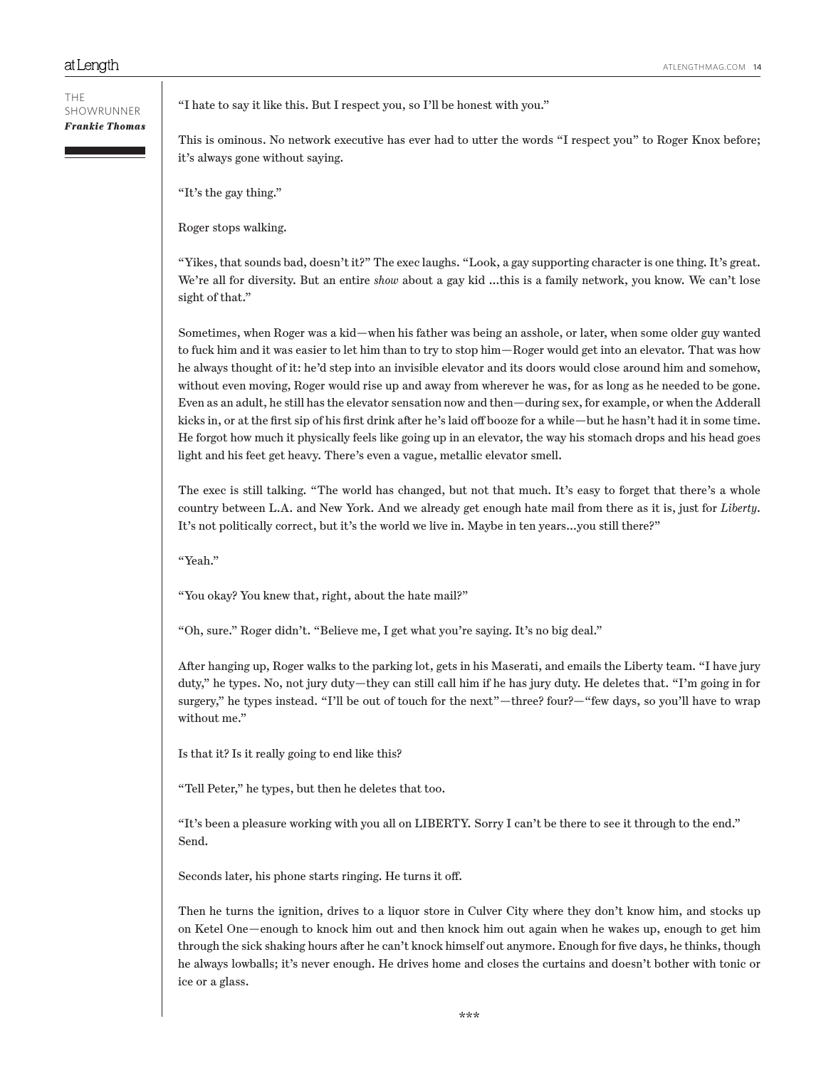"I hate to say it like this. But I respect you, so I'll be honest with you."

This is ominous. No network executive has ever had to utter the words "I respect you" to Roger Knox before; it's always gone without saying.

"It's the gay thing."

Roger stops walking.

"Yikes, that sounds bad, doesn't it?" The exec laughs. "Look, a gay supporting character is one thing. It's great. We're all for diversity. But an entire *show* about a gay kid ...this is a family network, you know. We can't lose sight of that."

Sometimes, when Roger was a kid—when his father was being an asshole, or later, when some older guy wanted to fuck him and it was easier to let him than to try to stop him—Roger would get into an elevator. That was how he always thought of it: he'd step into an invisible elevator and its doors would close around him and somehow, without even moving, Roger would rise up and away from wherever he was, for as long as he needed to be gone. Even as an adult, he still has the elevator sensation now and then—during sex, for example, or when the Adderall kicks in, or at the first sip of his first drink after he's laid off booze for a while—but he hasn't had it in some time. He forgot how much it physically feels like going up in an elevator, the way his stomach drops and his head goes light and his feet get heavy. There's even a vague, metallic elevator smell.

The exec is still talking. "The world has changed, but not that much. It's easy to forget that there's a whole country between L.A. and New York. And we already get enough hate mail from there as it is, just for *Liberty*. It's not politically correct, but it's the world we live in. Maybe in ten years…you still there?"

"Yeah."

"You okay? You knew that, right, about the hate mail?"

"Oh, sure." Roger didn't. "Believe me, I get what you're saying. It's no big deal."

After hanging up, Roger walks to the parking lot, gets in his Maserati, and emails the Liberty team. "I have jury duty," he types. No, not jury duty—they can still call him if he has jury duty. He deletes that. "I'm going in for surgery," he types instead. "I'll be out of touch for the next"—three? four?—"few days, so you'll have to wrap without me."

Is that it? Is it really going to end like this?

"Tell Peter," he types, but then he deletes that too.

"It's been a pleasure working with you all on LIBERTY. Sorry I can't be there to see it through to the end." Send.

Seconds later, his phone starts ringing. He turns it off.

Then he turns the ignition, drives to a liquor store in Culver City where they don't know him, and stocks up on Ketel One—enough to knock him out and then knock him out again when he wakes up, enough to get him through the sick shaking hours after he can't knock himself out anymore. Enough for five days, he thinks, though he always lowballs; it's never enough. He drives home and closes the curtains and doesn't bother with tonic or ice or a glass.

***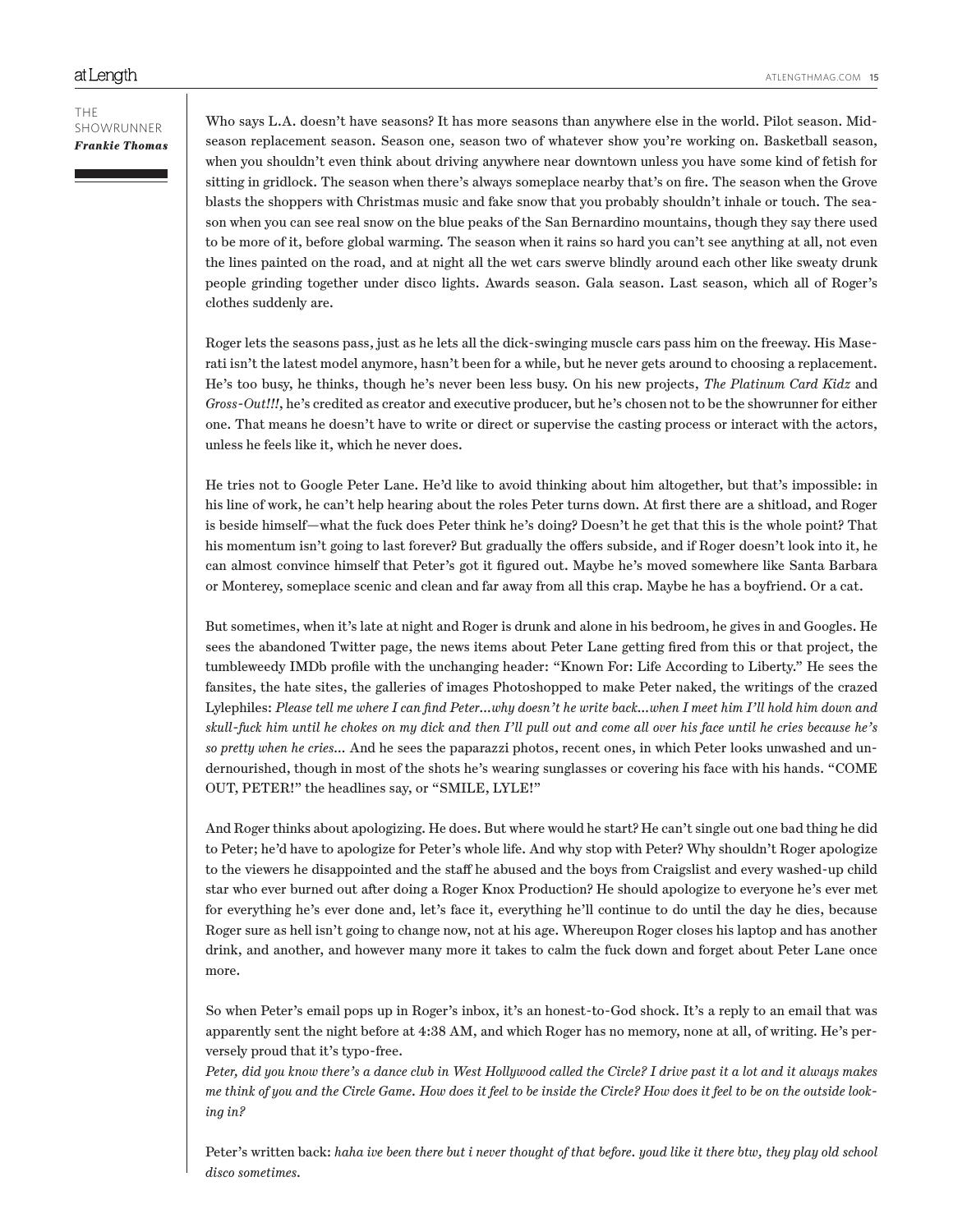Who says L.A. doesn't have seasons? It has more seasons than anywhere else in the world. Pilot season. Mid-season replacement season. Season one, season two of whatever show you're working on. Basketball season, when you shouldn't even think about driving anywhere near downtown unless you have some kind of fetish for sitting in gridlock. The season when there's always someplace nearby that's on fire. The season when the Grove blasts the shoppers with Christmas music and fake snow that you probably shouldn't inhale or touch. The season when you can see real snow on the blue peaks of the San Bernardino mountains, though they say there used to be more of it, before global warming. The season when it rains so hard you can't see anything at all, not even the lines painted on the road, and at night all the wet cars swerve blindly around each other like sweaty drunk people grinding together under disco lights. Awards season. Gala season. Last season, which all of Roger's clothes suddenly are.

Roger lets the seasons pass, just as he lets all the dick-swinging muscle cars pass him on the freeway. His Maserati isn't the latest model anymore, hasn't been for a while, but he never gets around to choosing a replacement. He's too busy, he thinks, though he's never been less busy. On his new projects, *The Platinum Card Kidz* and *Gross-Out!!!*, he's credited as creator and executive producer, but he's chosen not to be the showrunner for either one. That means he doesn't have to write or direct or supervise the casting process or interact with the actors, unless he feels like it, which he never does.

He tries not to Google Peter Lane. He'd like to avoid thinking about him altogether, but that's impossible: in his line of work, he can't help hearing about the roles Peter turns down. At first there are a shitload, and Roger is beside himself—what the fuck does Peter think he's doing? Doesn't he get that this is the whole point? That his momentum isn't going to last forever? But gradually the offers subside, and if Roger doesn't look into it, he can almost convince himself that Peter's got it figured out. Maybe he's moved somewhere like Santa Barbara or Monterey, someplace scenic and clean and far away from all this crap. Maybe he has a boyfriend. Or a cat.

But sometimes, when it's late at night and Roger is drunk and alone in his bedroom, he gives in and Googles. He sees the abandoned Twitter page, the news items about Peter Lane getting fired from this or that project, the tumbleweedy IMDb profile with the unchanging header: "Known For: Life According to Liberty." He sees the fansites, the hate sites, the galleries of images Photoshopped to make Peter naked, the writings of the crazed Lylephiles: *Please tell me where I can find Peter…why doesn't he write back…when I meet him I'll hold him down and skull-fuck him until he chokes on my dick and then I'll pull out and come all over his face until he cries because he's so pretty when he cries…* And he sees the paparazzi photos, recent ones, in which Peter looks unwashed and undernourished, though in most of the shots he's wearing sunglasses or covering his face with his hands. "COME OUT, PETER!" the headlines say, or "SMILE, LYLE!"

And Roger thinks about apologizing. He does. But where would he start? He can't single out one bad thing he did to Peter; he'd have to apologize for Peter's whole life. And why stop with Peter? Why shouldn't Roger apologize to the viewers he disappointed and the staff he abused and the boys from Craigslist and every washed-up child star who ever burned out after doing a Roger Knox Production? He should apologize to everyone he's ever met for everything he's ever done and, let's face it, everything he'll continue to do until the day he dies, because Roger sure as hell isn't going to change now, not at his age. Whereupon Roger closes his laptop and has another drink, and another, and however many more it takes to calm the fuck down and forget about Peter Lane once more.

So when Peter's email pops up in Roger's inbox, it's an honest-to-God shock. It's a reply to an email that was apparently sent the night before at 4:38 AM, and which Roger has no memory, none at all, of writing. He's perversely proud that it's typo-free.

*Peter, did you know there's a dance club in West Hollywood called the Circle? I drive past it a lot and it always makes me think of you and the Circle Game. How does it feel to be inside the Circle? How does it feel to be on the outside looking in?*

Peter's written back: *haha ive been there but i never thought of that before. youd like it there btw, they play old school disco sometimes.*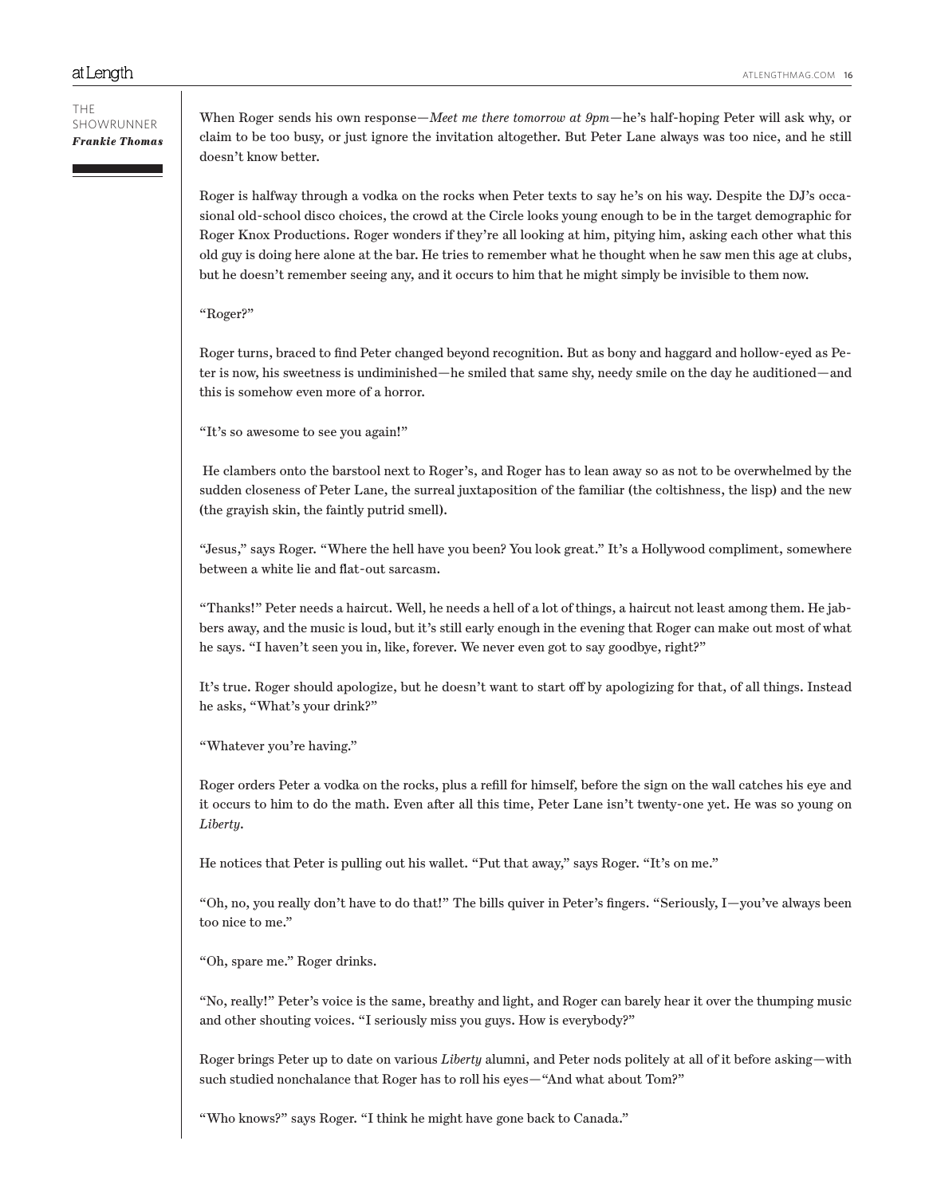When Roger sends his own response—*Meet me there tomorrow at 9pm*—he's half-hoping Peter will ask why, or claim to be too busy, or just ignore the invitation altogether. But Peter Lane always was too nice, and he still doesn't know better.

Roger is halfway through a vodka on the rocks when Peter texts to say he's on his way. Despite the DJ's occasional old-school disco choices, the crowd at the Circle looks young enough to be in the target demographic for Roger Knox Productions. Roger wonders if they're all looking at him, pitying him, asking each other what this old guy is doing here alone at the bar. He tries to remember what he thought when he saw men this age at clubs, but he doesn't remember seeing any, and it occurs to him that he might simply be invisible to them now.

"Roger?"

Roger turns, braced to find Peter changed beyond recognition. But as bony and haggard and hollow-eyed as Peter is now, his sweetness is undiminished—he smiled that same shy, needy smile on the day he auditioned—and this is somehow even more of a horror.

"It's so awesome to see you again!"

He clambers onto the barstool next to Roger's, and Roger has to lean away so as not to be overwhelmed by the sudden closeness of Peter Lane, the surreal juxtaposition of the familiar (the coltishness, the lisp) and the new (the grayish skin, the faintly putrid smell).

"Jesus," says Roger. "Where the hell have you been? You look great." It's a Hollywood compliment, somewhere between a white lie and flat-out sarcasm.

"Thanks!" Peter needs a haircut. Well, he needs a hell of a lot of things, a haircut not least among them. He jabbers away, and the music is loud, but it's still early enough in the evening that Roger can make out most of what he says. "I haven't seen you in, like, forever. We never even got to say goodbye, right?"

It's true. Roger should apologize, but he doesn't want to start off by apologizing for that, of all things. Instead he asks, "What's your drink?"

"Whatever you're having."

Roger orders Peter a vodka on the rocks, plus a refill for himself, before the sign on the wall catches his eye and it occurs to him to do the math. Even after all this time, Peter Lane isn't twenty-one yet. He was so young on *Liberty*.

He notices that Peter is pulling out his wallet. "Put that away," says Roger. "It's on me."

"Oh, no, you really don't have to do that!" The bills quiver in Peter's fingers. "Seriously, I—you've always been too nice to me."

"Oh, spare me." Roger drinks.

"No, really!" Peter's voice is the same, breathy and light, and Roger can barely hear it over the thumping music and other shouting voices. "I seriously miss you guys. How is everybody?"

Roger brings Peter up to date on various *Liberty* alumni, and Peter nods politely at all of it before asking—with such studied nonchalance that Roger has to roll his eyes—"And what about Tom?"

"Who knows?" says Roger. "I think he might have gone back to Canada."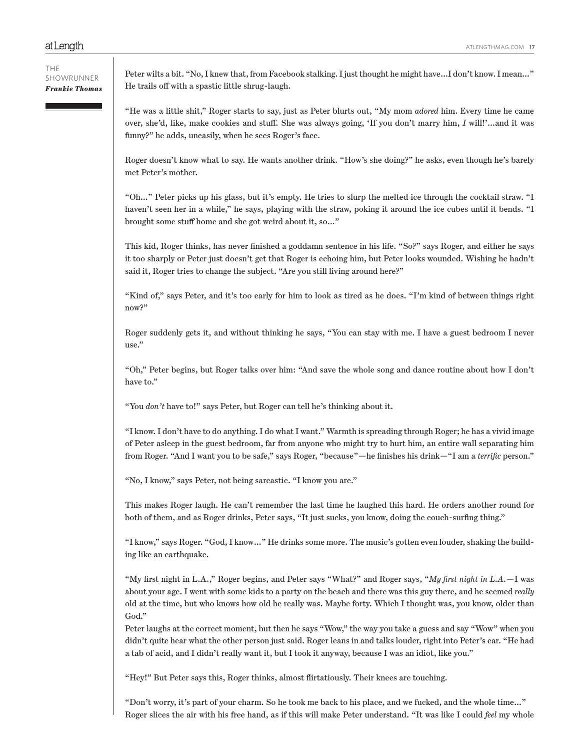Peter wilts a bit. "No, I knew that, from Facebook stalking. I just thought he might have...I don't know. I mean..." He trails off with a spastic little shrug-laugh.

"He was a little shit," Roger starts to say, just as Peter blurts out, "My mom *adored* him. Every time he came over, she'd, like, make cookies and stuff. She was always going, 'If you don't marry him, *I* will!'...and it was funny?" he adds, uneasily, when he sees Roger's face.

Roger doesn't know what to say. He wants another drink. "How's she doing?" he asks, even though he's barely met Peter's mother.

"Oh..." Peter picks up his glass, but it's empty. He tries to slurp the melted ice through the cocktail straw. "I haven't seen her in a while," he says, playing with the straw, poking it around the ice cubes until it bends. "I brought some stuff home and she got weird about it, so..."

This kid, Roger thinks, has never finished a goddamn sentence in his life. "So?" says Roger, and either he says it too sharply or Peter just doesn't get that Roger is echoing him, but Peter looks wounded. Wishing he hadn't said it, Roger tries to change the subject. "Are you still living around here?"

"Kind of," says Peter, and it's too early for him to look as tired as he does. "I'm kind of between things right now?"

Roger suddenly gets it, and without thinking he says, "You can stay with me. I have a guest bedroom I never use."

"Oh," Peter begins, but Roger talks over him: "And save the whole song and dance routine about how I don't have to."

"You *don't* have to!" says Peter, but Roger can tell he's thinking about it.

"I know. I don't have to do anything. I do what I want." Warmth is spreading through Roger; he has a vivid image of Peter asleep in the guest bedroom, far from anyone who might try to hurt him, an entire wall separating him from Roger. "And I want you to be safe," says Roger, "because"—he finishes his drink—"I am a *terrific* person."

"No, I know," says Peter, not being sarcastic. "I know you are."

This makes Roger laugh. He can't remember the last time he laughed this hard. He orders another round for both of them, and as Roger drinks, Peter says, "It just sucks, you know, doing the couch-surfing thing."

"I know," says Roger. "God, I know..." He drinks some more. The music's gotten even louder, shaking the building like an earthquake.

"My first night in L.A.," Roger begins, and Peter says "What?" and Roger says, "*My first night in L.A.*—I was about your age. I went with some kids to a party on the beach and there was this guy there, and he seemed *really* old at the time, but who knows how old he really was. Maybe forty. Which I thought was, you know, older than God."

Peter laughs at the correct moment, but then he says "Wow," the way you take a guess and say "Wow" when you didn't quite hear what the other person just said. Roger leans in and talks louder, right into Peter's ear. "He had a tab of acid, and I didn't really want it, but I took it anyway, because I was an idiot, like you."

"Hey!" But Peter says this, Roger thinks, almost flirtatiously. Their knees are touching.

"Don't worry, it's part of your charm. So he took me back to his place, and we fucked, and the whole time..." Roger slices the air with his free hand, as if this will make Peter understand. "It was like I could *feel* my whole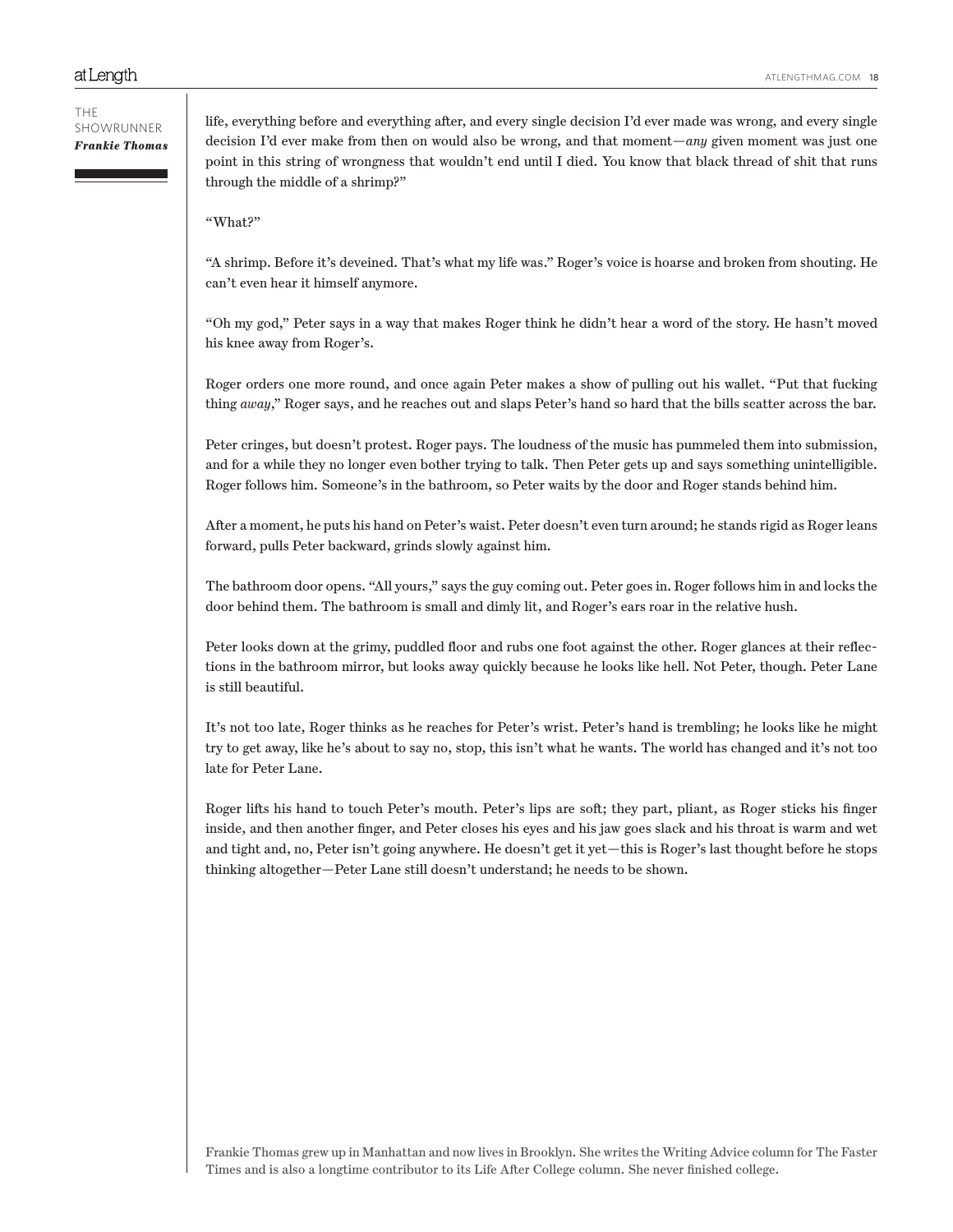life, everything before and everything after, and every single decision I'd ever made was wrong, and every single decision I'd ever make from then on would also be wrong, and that moment—*any* given moment was just one point in this string of wrongness that wouldn't end until I died. You know that black thread of shit that runs through the middle of a shrimp?"

"What?"

"A shrimp. Before it's deveined. That's what my life was." Roger's voice is hoarse and broken from shouting. He can't even hear it himself anymore.

"Oh my god," Peter says in a way that makes Roger think he didn't hear a word of the story. He hasn't moved his knee away from Roger's.

Roger orders one more round, and once again Peter makes a show of pulling out his wallet. "Put that fucking thing *away*," Roger says, and he reaches out and slaps Peter's hand so hard that the bills scatter across the bar.

Peter cringes, but doesn't protest. Roger pays. The loudness of the music has pummeled them into submission, and for a while they no longer even bother trying to talk. Then Peter gets up and says something unintelligible. Roger follows him. Someone's in the bathroom, so Peter waits by the door and Roger stands behind him.

After a moment, he puts his hand on Peter's waist. Peter doesn't even turn around; he stands rigid as Roger leans forward, pulls Peter backward, grinds slowly against him.

The bathroom door opens. "All yours," says the guy coming out. Peter goes in. Roger follows him in and locks the door behind them. The bathroom is small and dimly lit, and Roger's ears roar in the relative hush.

Peter looks down at the grimy, puddled floor and rubs one foot against the other. Roger glances at their reflections in the bathroom mirror, but looks away quickly because he looks like hell. Not Peter, though. Peter Lane is still beautiful.

It's not too late, Roger thinks as he reaches for Peter's wrist. Peter's hand is trembling; he looks like he might try to get away, like he's about to say no, stop, this isn't what he wants. The world has changed and it's not too late for Peter Lane.

Roger lifts his hand to touch Peter's mouth. Peter's lips are soft; they part, pliant, as Roger sticks his finger inside, and then another finger, and Peter closes his eyes and his jaw goes slack and his throat is warm and wet and tight and, no, Peter isn't going anywhere. He doesn't get it yet—this is Roger's last thought before he stops thinking altogether—Peter Lane still doesn't understand; he needs to be shown.

Frankie Thomas grew up in Manhattan and now lives in Brooklyn. She writes the Writing Advice column for The Faster Times and is also a longtime contributor to its Life After College column. She never finished college.